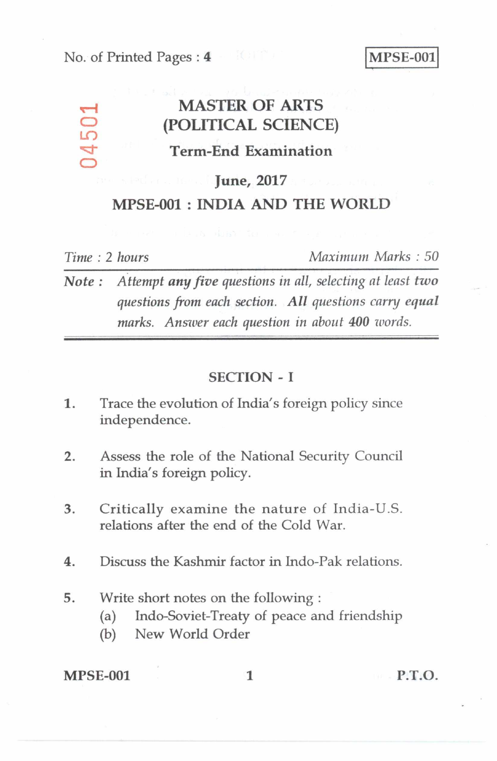No. of Printed Pages : **4**

**MPSE-001**

04501

# MASTER OF ARTS (POLITICAL SCIENCE)

## Term-End Examination

## June, 2017

## MPSE-001 : INDIA AND THE WORLD

*Time : 2 hours* *Maximum Marks : 50*

**Note :** *Attempt **any five** questions in all, selecting at least **two** questions from each section. **All** questions carry equal marks. Answer each question in about **400** words.*

---

### SECTION - I

1. Trace the evolution of India's foreign policy since independence.

2. Assess the role of the National Security Council in India's foreign policy.

3. Critically examine the nature of India-U.S. relations after the end of the Cold War.

4. Discuss the Kashmir factor in Indo-Pak relations.

5. Write short notes on the following :
   - (a) Indo-Soviet-Treaty of peace and friendship
   - (b) New World Order

P.T.O.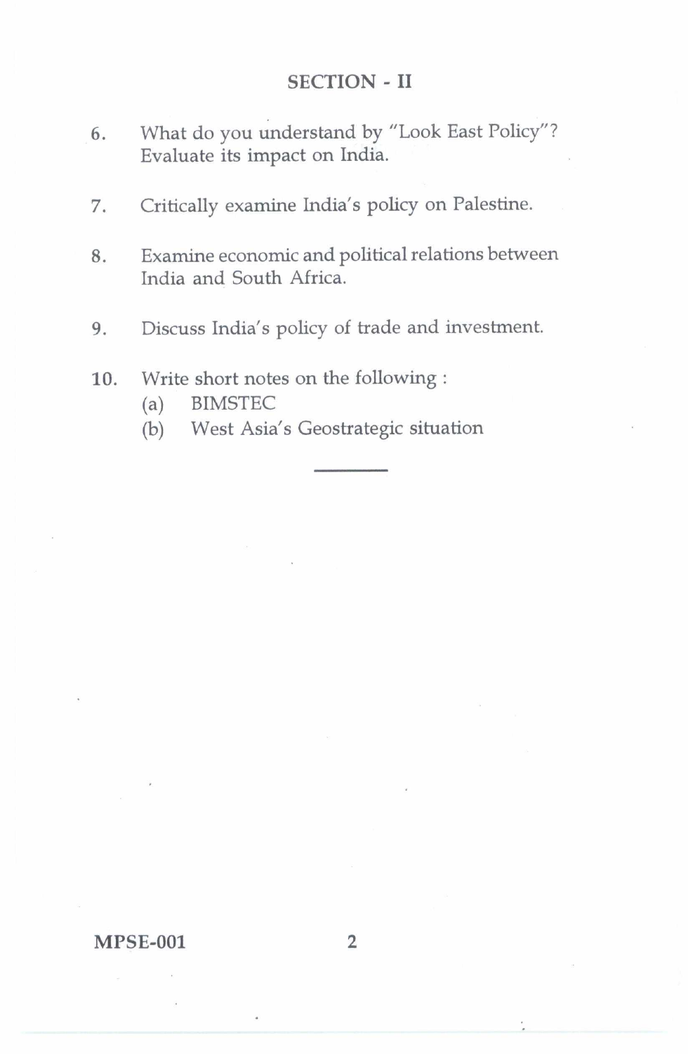## SECTION - II

6. What do you understand by "Look East Policy"? Evaluate its impact on India.

7. Critically examine India's policy on Palestine.

8. Examine economic and political relations between India and South Africa.

9. Discuss India's policy of trade and investment.

10. Write short notes on the following :
    (a) BIMSTEC
    (b) West Asia's Geostrategic situation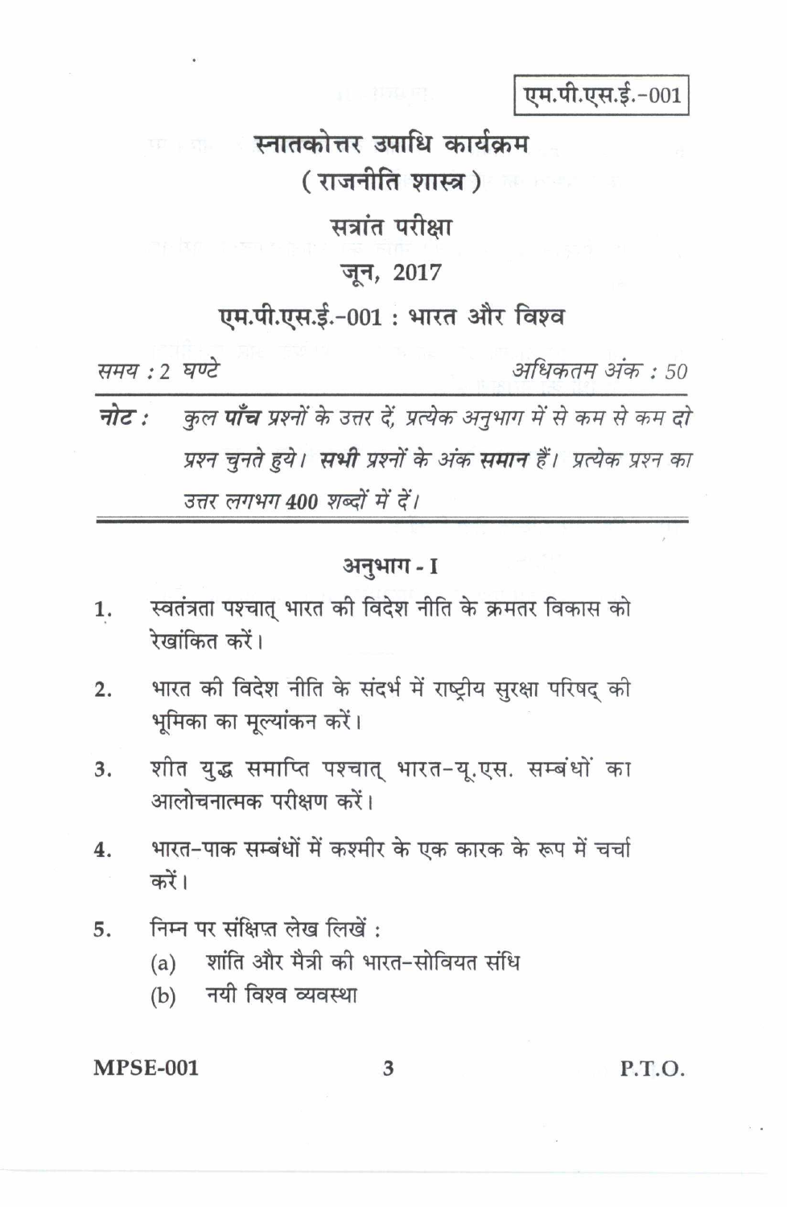एम.पी.एस.ई.-001

# स्नातकोत्तर उपाधि कार्यक्रम
## ( राजनीति शास्त्र )

## सत्रांत परीक्षा
## जून, 2017

## एम.पी.एस.ई.-001 : भारत और विश्व

*समय : 2 घण्टे* *अधिकतम अंक : 50*

**नोट :** *कुल **पाँच** प्रश्नों के उत्तर दें, प्रत्येक अनुभाग में से कम से कम दो प्रश्न चुनते हुये। **सभी** प्रश्नों के अंक **समान** हैं। प्रत्येक प्रश्न का उत्तर लगभग **400** शब्दों में दें।*

### अनुभाग - I

1. स्वतंत्रता पश्चात् भारत की विदेश नीति के क्रमतर विकास को रेखांकित करें।

2. भारत की विदेश नीति के संदर्भ में राष्ट्रीय सुरक्षा परिषद् की भूमिका का मूल्यांकन करें।

3. शीत युद्ध समाप्ति पश्चात् भारत-यू.एस. सम्बंधों का आलोचनात्मक परीक्षण करें।

4. भारत-पाक सम्बंधों में कश्मीर के एक कारक के रूप में चर्चा करें।

5. निम्न पर संक्षिप्त लेख लिखें :
   - (a) शांति और मैत्री की भारत-सोवियत संधि
   - (b) नयी विश्व व्यवस्था

MPSE-001 P.T.O.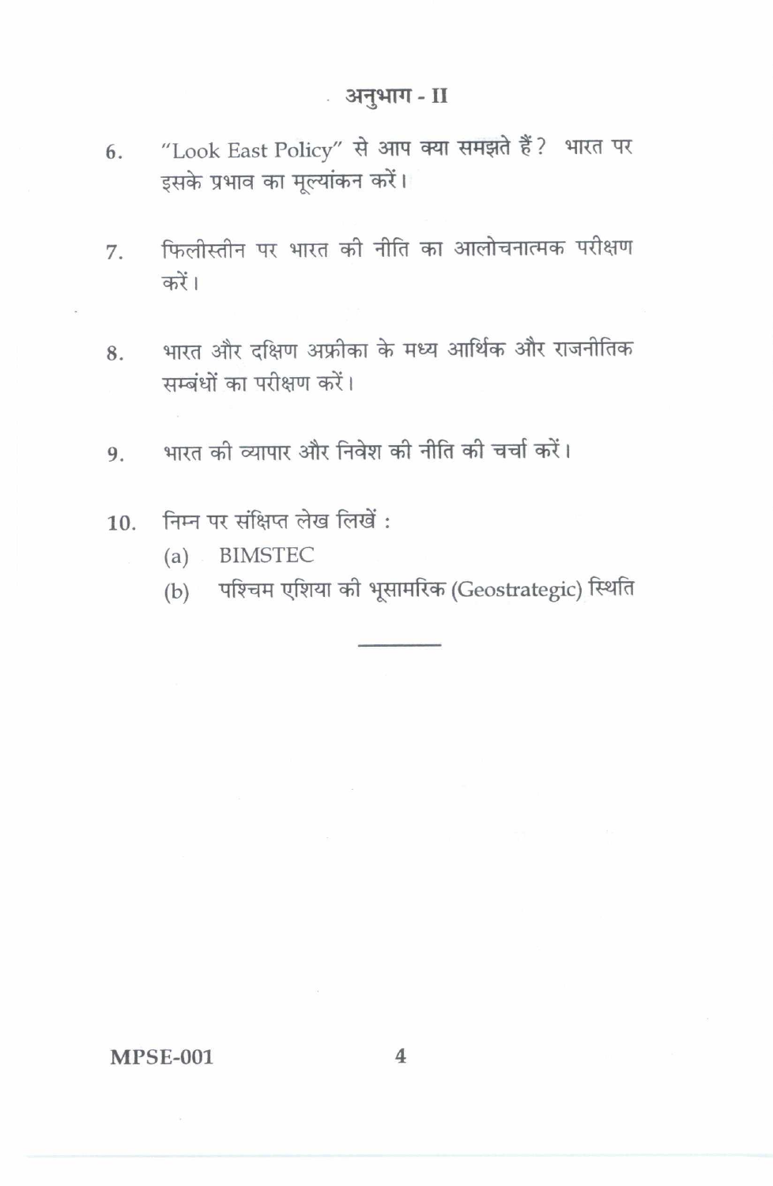## अनुभाग - II

6. "Look East Policy" से आप क्या समझते हैं? भारत पर इसके प्रभाव का मूल्यांकन करें।

7. फिलीस्तीन पर भारत की नीति का आलोचनात्मक परीक्षण करें।

8. भारत और दक्षिण अफ्रीका के मध्य आर्थिक और राजनीतिक सम्बंधों का परीक्षण करें।

9. भारत की व्यापार और निवेश की नीति की चर्चा करें।

10. निम्न पर संक्षिप्त लेख लिखें :
    (a) BIMSTEC
    (b) पश्चिम एशिया की भूसामरिक (Geostrategic) स्थिति

---